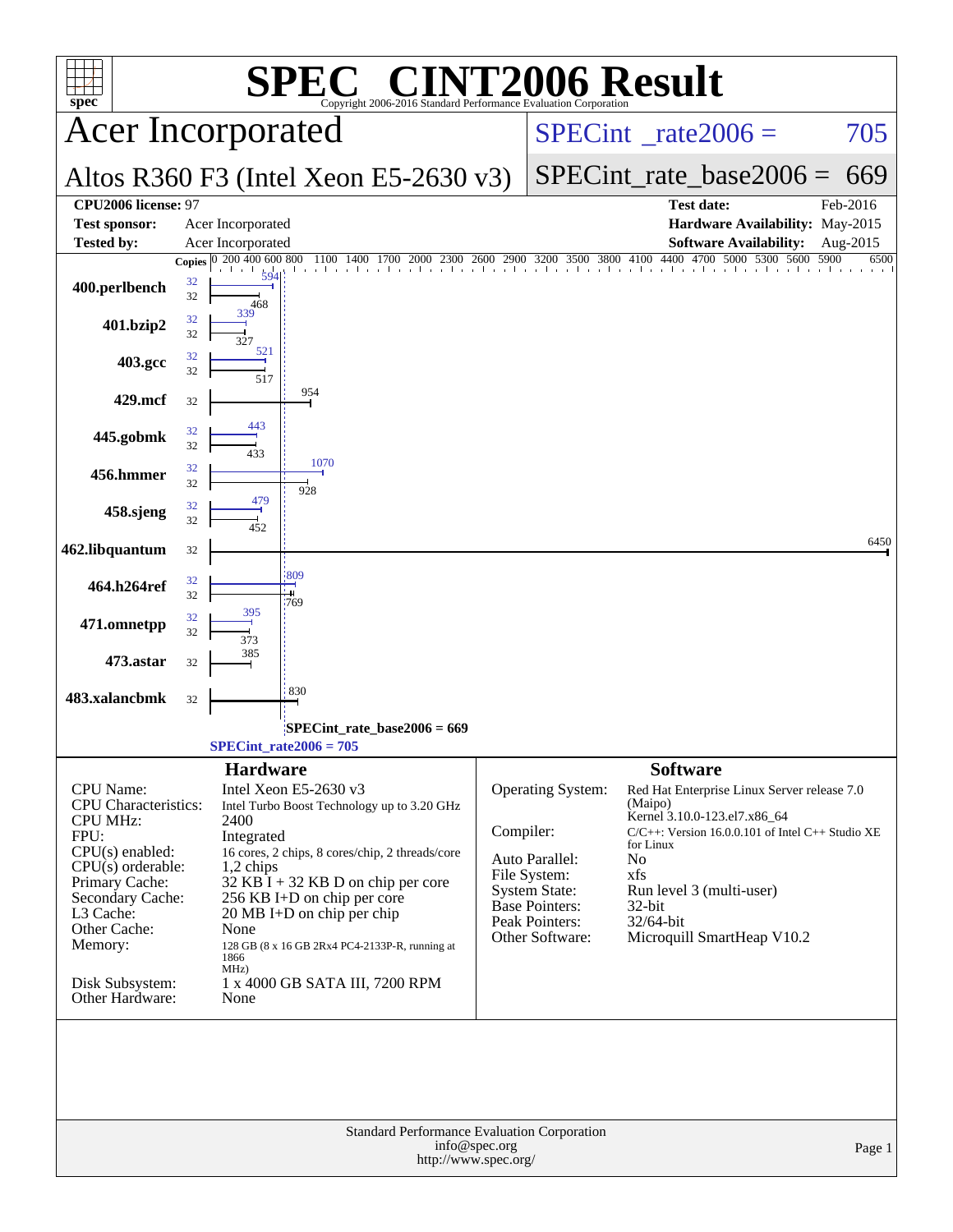# SPEC® CINT2006 Result

Copyright 2006-2016 Standard Performance Evaluation Corporation

## Acer Incorporated

**Altos R360 F3 (Intel Xeon E5-2630 v3)**

SPECint_rate2006 = 705

SPECint_rate_base2006 = 669

| | | | |
|---|---|---|---|
| **CPU2006 license:** | 97 | **Test date:** | Feb-2016 |
| **Test sponsor:** | Acer Incorporated | **Hardware Availability:** | May-2015 |
| **Tested by:** | Acer Incorporated | **Software Availability:** | Aug-2015 |

| Benchmark | Copies (peak) | Peak | Copies (base) | Base |
|---|---|---|---|---|
| 400.perlbench | 32 | 594 | 32 | 468 |
| 401.bzip2 | 32 | 339 | 32 | 327 |
| 403.gcc | 32 | 521 | 32 | 517 |
| 429.mcf | | | 32 | 954 |
| 445.gobmk | 32 | 443 | 32 | 433 |
| 456.hmmer | 32 | 1070 | 32 | 928 |
| 458.sjeng | 32 | 479 | 32 | 452 |
| 462.libquantum | | | 32 | 6450 |
| 464.h264ref | 32 | 809 | 32 | 769 |
| 471.omnetpp | 32 | 395 | 32 | 373 |
| 473.astar | | | 32 | 385 |
| 483.xalancbmk | | | 32 | 830 |

SPECint_rate_base2006 = 669

SPECint_rate2006 = 705

### Hardware

| | |
|---|---|
| CPU Name: | Intel Xeon E5-2630 v3 |
| CPU Characteristics: | Intel Turbo Boost Technology up to 3.20 GHz |
| CPU MHz: | 2400 |
| FPU: | Integrated |
| CPU(s) enabled: | 16 cores, 2 chips, 8 cores/chip, 2 threads/core |
| CPU(s) orderable: | 1,2 chips |
| Primary Cache: | 32 KB I + 32 KB D on chip per core |
| Secondary Cache: | 256 KB I+D on chip per core |
| L3 Cache: | 20 MB I+D on chip per chip |
| Other Cache: | None |
| Memory: | 128 GB (8 x 16 GB 2Rx4 PC4-2133P-R, running at 1866 MHz) |
| Disk Subsystem: | 1 x 4000 GB SATA III, 7200 RPM |
| Other Hardware: | None |

### Software

| | |
|---|---|
| Operating System: | Red Hat Enterprise Linux Server release 7.0 (Maipo) Kernel 3.10.0-123.el7.x86_64 |
| Compiler: | C/C++: Version 16.0.0.101 of Intel C++ Studio XE for Linux |
| Auto Parallel: | No |
| File System: | xfs |
| System State: | Run level 3 (multi-user) |
| Base Pointers: | 32-bit |
| Peak Pointers: | 32/64-bit |
| Other Software: | Microquill SmartHeap V10.2 |

Standard Performance Evaluation Corporation
info@spec.org
http://www.spec.org/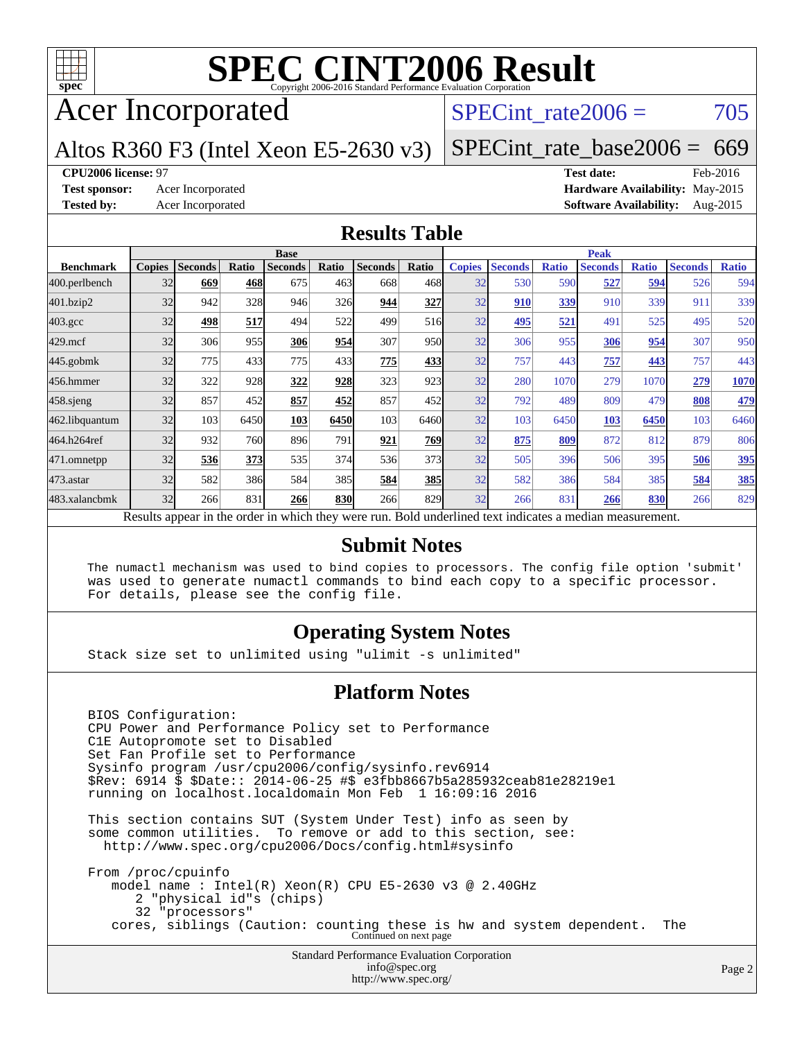# SPEC CINT2006 Result

Copyright 2006-2016 Standard Performance Evaluation Corporation

## Acer Incorporated

Altos R360 F3 (Intel Xeon E5-2630 v3)

SPECint_rate2006 = 705

SPECint_rate_base2006 = 669

**CPU2006 license:** 97
**Test sponsor:** Acer Incorporated
**Tested by:** Acer Incorporated
**Test date:** Feb-2016
**Hardware Availability:** May-2015
**Software Availability:** Aug-2015

## Results Table

| Benchmark | Base | | | | | | | Peak | | | | | | |
|---|---|---|---|---|---|---|---|---|---|---|---|---|---|---|
| | Copies | Seconds | Ratio | Seconds | Ratio | Seconds | Ratio | Copies | Seconds | Ratio | Seconds | Ratio | Seconds | Ratio |
| 400.perlbench | 32 | **669** | **468** | 675 | 463 | 668 | 468 | 32 | 530 | 590 | **527** | **594** | 526 | 594 |
| 401.bzip2 | 32 | 942 | 328 | 946 | 326 | **944** | **327** | 32 | **910** | **339** | 910 | 339 | 911 | 339 |
| 403.gcc | 32 | **498** | **517** | 494 | 522 | 499 | 516 | 32 | **495** | **521** | 491 | 525 | 495 | 520 |
| 429.mcf | 32 | 306 | 955 | **306** | **954** | 307 | 950 | 32 | 306 | 955 | **306** | **954** | 307 | 950 |
| 445.gobmk | 32 | 775 | 433 | 775 | 433 | **775** | **433** | 32 | 757 | 443 | **757** | **443** | 757 | 443 |
| 456.hmmer | 32 | 322 | 928 | **322** | **928** | 323 | 923 | 32 | 280 | 1070 | 279 | 1070 | **279** | **1070** |
| 458.sjeng | 32 | 857 | 452 | **857** | **452** | 857 | 452 | 32 | 792 | 489 | 809 | 479 | **808** | **479** |
| 462.libquantum | 32 | 103 | 6450 | **103** | **6450** | 103 | 6460 | 32 | 103 | 6450 | **103** | **6450** | 103 | 6460 |
| 464.h264ref | 32 | 932 | 760 | 896 | 791 | **921** | **769** | 32 | **875** | **809** | 872 | 812 | 879 | 806 |
| 471.omnetpp | 32 | **536** | **373** | 535 | 374 | 536 | 373 | 32 | 505 | 396 | 506 | 395 | **506** | **395** |
| 473.astar | 32 | 582 | 386 | 584 | 385 | **584** | **385** | 32 | 582 | 386 | 584 | 385 | **584** | **385** |
| 483.xalancbmk | 32 | 266 | 831 | **266** | **830** | 266 | 829 | 32 | 266 | 831 | **266** | **830** | 266 | 829 |

Results appear in the order in which they were run. Bold underlined text indicates a median measurement.

## Submit Notes

```
The numactl mechanism was used to bind copies to processors. The config file option 'submit'
was used to generate numactl commands to bind each copy to a specific processor.
For details, please see the config file.
```

## Operating System Notes

```
Stack size set to unlimited using "ulimit -s unlimited"
```

## Platform Notes

```
BIOS Configuration:
CPU Power and Performance Policy set to Performance
C1E Autopromote set to Disabled
Set Fan Profile set to Performance
Sysinfo program /usr/cpu2006/config/sysinfo.rev6914
$Rev: 6914 $ $Date:: 2014-06-25 #$ e3fbb8667b5a285932ceab81e28219e1
running on localhost.localdomain Mon Feb  1 16:09:16 2016

This section contains SUT (System Under Test) info as seen by
some common utilities.  To remove or add to this section, see:
  http://www.spec.org/cpu2006/Docs/config.html#sysinfo

From /proc/cpuinfo
    model name : Intel(R) Xeon(R) CPU E5-2630 v3 @ 2.40GHz
       2 "physical id"s (chips)
       32 "processors"
    cores, siblings (Caution: counting these is hw and system dependent.  The
```

Continued on next page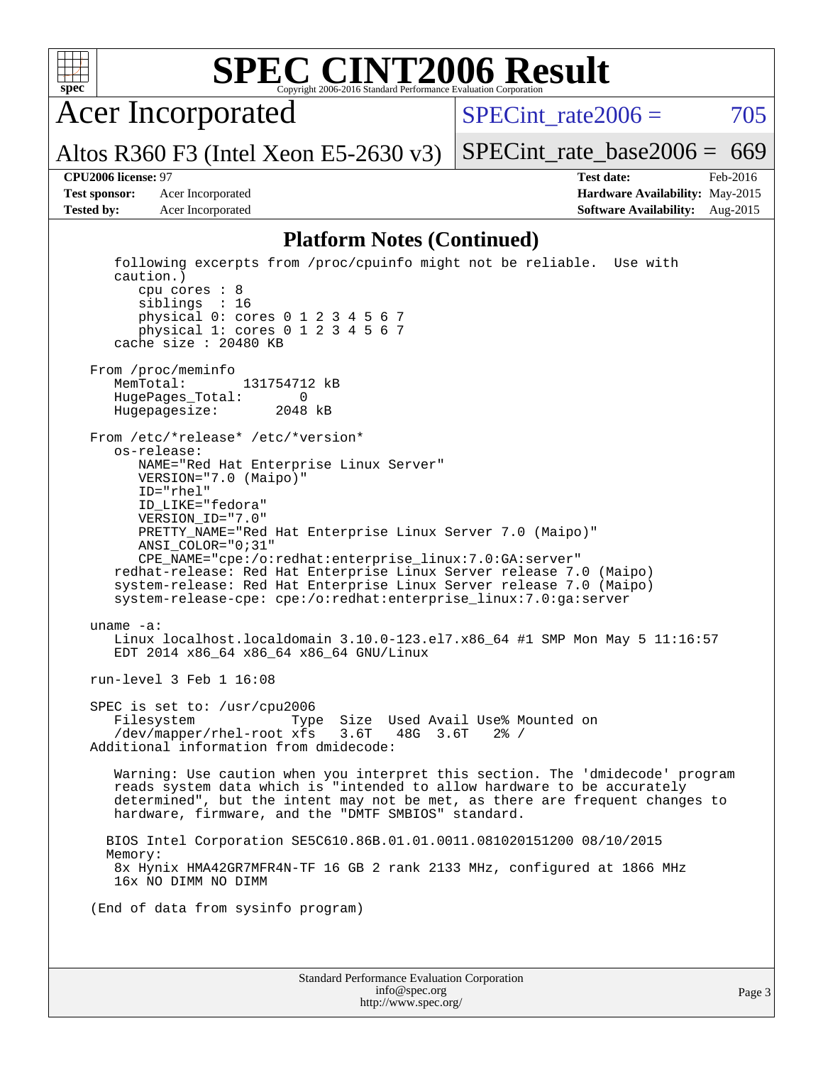## Platform Notes (Continued)

```
   following excerpts from /proc/cpuinfo might not be reliable.  Use with
   caution.)
      cpu cores : 8
      siblings  : 16
      physical 0: cores 0 1 2 3 4 5 6 7
      physical 1: cores 0 1 2 3 4 5 6 7
   cache size : 20480 KB

From /proc/meminfo
   MemTotal:       131754712 kB
   HugePages_Total:       0
   Hugepagesize:       2048 kB

From /etc/*release* /etc/*version*
   os-release:
      NAME="Red Hat Enterprise Linux Server"
      VERSION="7.0 (Maipo)"
      ID="rhel"
      ID_LIKE="fedora"
      VERSION_ID="7.0"
      PRETTY_NAME="Red Hat Enterprise Linux Server 7.0 (Maipo)"
      ANSI_COLOR="0;31"
      CPE_NAME="cpe:/o:redhat:enterprise_linux:7.0:GA:server"
   redhat-release: Red Hat Enterprise Linux Server release 7.0 (Maipo)
   system-release: Red Hat Enterprise Linux Server release 7.0 (Maipo)
   system-release-cpe: cpe:/o:redhat:enterprise_linux:7.0:ga:server

uname -a:
   Linux localhost.localdomain 3.10.0-123.el7.x86_64 #1 SMP Mon May 5 11:16:57
   EDT 2014 x86_64 x86_64 x86_64 GNU/Linux

run-level 3 Feb 1 16:08

SPEC is set to: /usr/cpu2006
   Filesystem            Type  Size  Used Avail Use% Mounted on
   /dev/mapper/rhel-root xfs   3.6T   48G  3.6T   2% /
Additional information from dmidecode:

   Warning: Use caution when you interpret this section. The 'dmidecode' program
   reads system data which is "intended to allow hardware to be accurately
   determined", but the intent may not be met, as there are frequent changes to
   hardware, firmware, and the "DMTF SMBIOS" standard.

  BIOS Intel Corporation SE5C610.86B.01.01.0011.081020151200 08/10/2015
  Memory:
   8x Hynix HMA42GR7MFR4N-TF 16 GB 2 rank 2133 MHz, configured at 1866 MHz
   16x NO DIMM NO DIMM

(End of data from sysinfo program)
```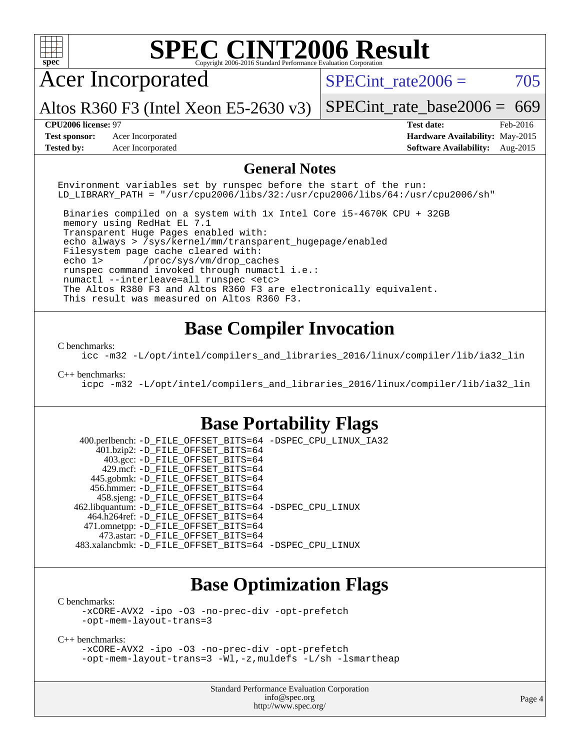# SPEC CINT2006 Result

Copyright 2006-2016 Standard Performance Evaluation Corporation

## Acer Incorporated

Altos R360 F3 (Intel Xeon E5-2630 v3)

SPECint_rate2006 = 705

SPECint_rate_base2006 = 669

**CPU2006 license:** 97
**Test sponsor:** Acer Incorporated
**Tested by:** Acer Incorporated

**Test date:** Feb-2016
**Hardware Availability:** May-2015
**Software Availability:** Aug-2015

## General Notes

```
Environment variables set by runspec before the start of the run:
LD_LIBRARY_PATH = "/usr/cpu2006/libs/32:/usr/cpu2006/libs/64:/usr/cpu2006/sh"

 Binaries compiled on a system with 1x Intel Core i5-4670K CPU + 32GB
 memory using RedHat EL 7.1
 Transparent Huge Pages enabled with:
 echo always > /sys/kernel/mm/transparent_hugepage/enabled
 Filesystem page cache cleared with:
 echo 1>       /proc/sys/vm/drop_caches
 runspec command invoked through numactl i.e.:
 numactl --interleave=all runspec <etc>
 The Altos R380 F3 and Altos R360 F3 are electronically equivalent.
 This result was measured on Altos R360 F3.
```

## Base Compiler Invocation

C benchmarks:

```
icc -m32 -L/opt/intel/compilers_and_libraries_2016/linux/compiler/lib/ia32_lin
```

C++ benchmarks:

```
icpc -m32 -L/opt/intel/compilers_and_libraries_2016/linux/compiler/lib/ia32_lin
```

## Base Portability Flags

400.perlbench: -D_FILE_OFFSET_BITS=64 -DSPEC_CPU_LINUX_IA32
401.bzip2: -D_FILE_OFFSET_BITS=64
403.gcc: -D_FILE_OFFSET_BITS=64
429.mcf: -D_FILE_OFFSET_BITS=64
445.gobmk: -D_FILE_OFFSET_BITS=64
456.hmmer: -D_FILE_OFFSET_BITS=64
458.sjeng: -D_FILE_OFFSET_BITS=64
462.libquantum: -D_FILE_OFFSET_BITS=64 -DSPEC_CPU_LINUX
464.h264ref: -D_FILE_OFFSET_BITS=64
471.omnetpp: -D_FILE_OFFSET_BITS=64
473.astar: -D_FILE_OFFSET_BITS=64
483.xalancbmk: -D_FILE_OFFSET_BITS=64 -DSPEC_CPU_LINUX

## Base Optimization Flags

C benchmarks:

```
-xCORE-AVX2 -ipo -O3 -no-prec-div -opt-prefetch
-opt-mem-layout-trans=3
```

C++ benchmarks:

```
-xCORE-AVX2 -ipo -O3 -no-prec-div -opt-prefetch
-opt-mem-layout-trans=3 -Wl,-z,muldefs -L/sh -lsmartheap
```

Standard Performance Evaluation Corporation
info@spec.org
http://www.spec.org/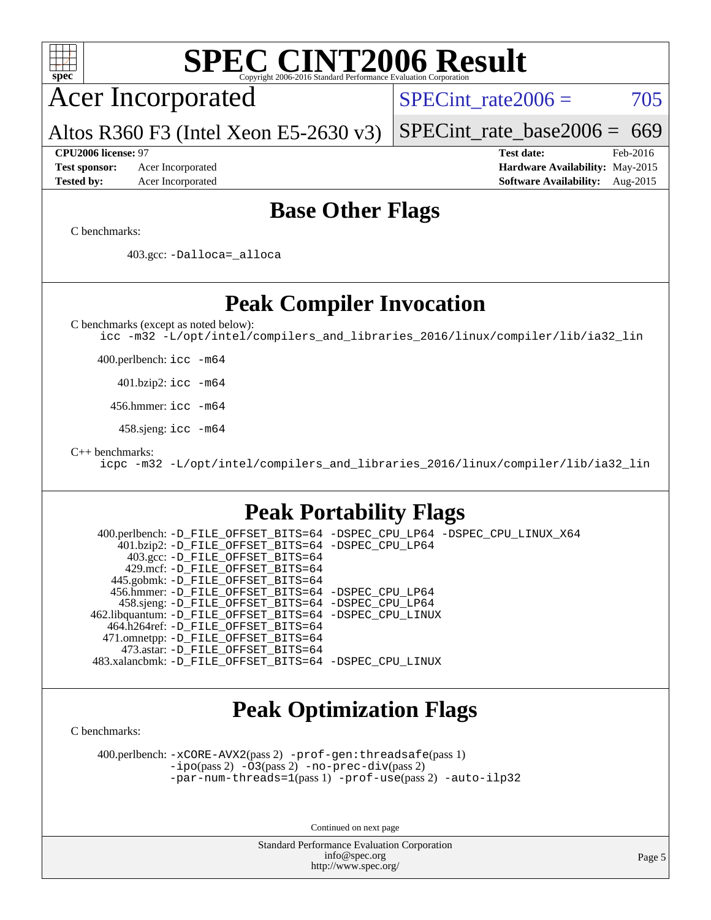# SPEC CINT2006 Result

Copyright 2006-2016 Standard Performance Evaluation Corporation

## Acer Incorporated

Altos R360 F3 (Intel Xeon E5-2630 v3)

SPECint_rate2006 = 705

SPECint_rate_base2006 = 669

**CPU2006 license:** 97
**Test sponsor:** Acer Incorporated
**Tested by:** Acer Incorporated

**Test date:** Feb-2016
**Hardware Availability:** May-2015
**Software Availability:** Aug-2015

## Base Other Flags

C benchmarks:

403.gcc: `-Dalloca=_alloca`

## Peak Compiler Invocation

C benchmarks (except as noted below):

```
icc -m32 -L/opt/intel/compilers_and_libraries_2016/linux/compiler/lib/ia32_lin
```

400.perlbench: `icc -m64`

401.bzip2: `icc -m64`

456.hmmer: `icc -m64`

458.sjeng: `icc -m64`

C++ benchmarks:

```
icpc -m32 -L/opt/intel/compilers_and_libraries_2016/linux/compiler/lib/ia32_lin
```

## Peak Portability Flags

400.perlbench: `-D_FILE_OFFSET_BITS=64 -DSPEC_CPU_LP64 -DSPEC_CPU_LINUX_X64`
401.bzip2: `-D_FILE_OFFSET_BITS=64 -DSPEC_CPU_LP64`
403.gcc: `-D_FILE_OFFSET_BITS=64`
429.mcf: `-D_FILE_OFFSET_BITS=64`
445.gobmk: `-D_FILE_OFFSET_BITS=64`
456.hmmer: `-D_FILE_OFFSET_BITS=64 -DSPEC_CPU_LP64`
458.sjeng: `-D_FILE_OFFSET_BITS=64 -DSPEC_CPU_LP64`
462.libquantum: `-D_FILE_OFFSET_BITS=64 -DSPEC_CPU_LINUX`
464.h264ref: `-D_FILE_OFFSET_BITS=64`
471.omnetpp: `-D_FILE_OFFSET_BITS=64`
473.astar: `-D_FILE_OFFSET_BITS=64`
483.xalancbmk: `-D_FILE_OFFSET_BITS=64 -DSPEC_CPU_LINUX`

## Peak Optimization Flags

C benchmarks:

400.perlbench: `-xCORE-AVX2`(pass 2) `-prof-gen:threadsafe`(pass 1) `-ipo`(pass 2) `-O3`(pass 2) `-no-prec-div`(pass 2) `-par-num-threads=1`(pass 1) `-prof-use`(pass 2) `-auto-ilp32`

Continued on next page

Standard Performance Evaluation Corporation
info@spec.org
http://www.spec.org/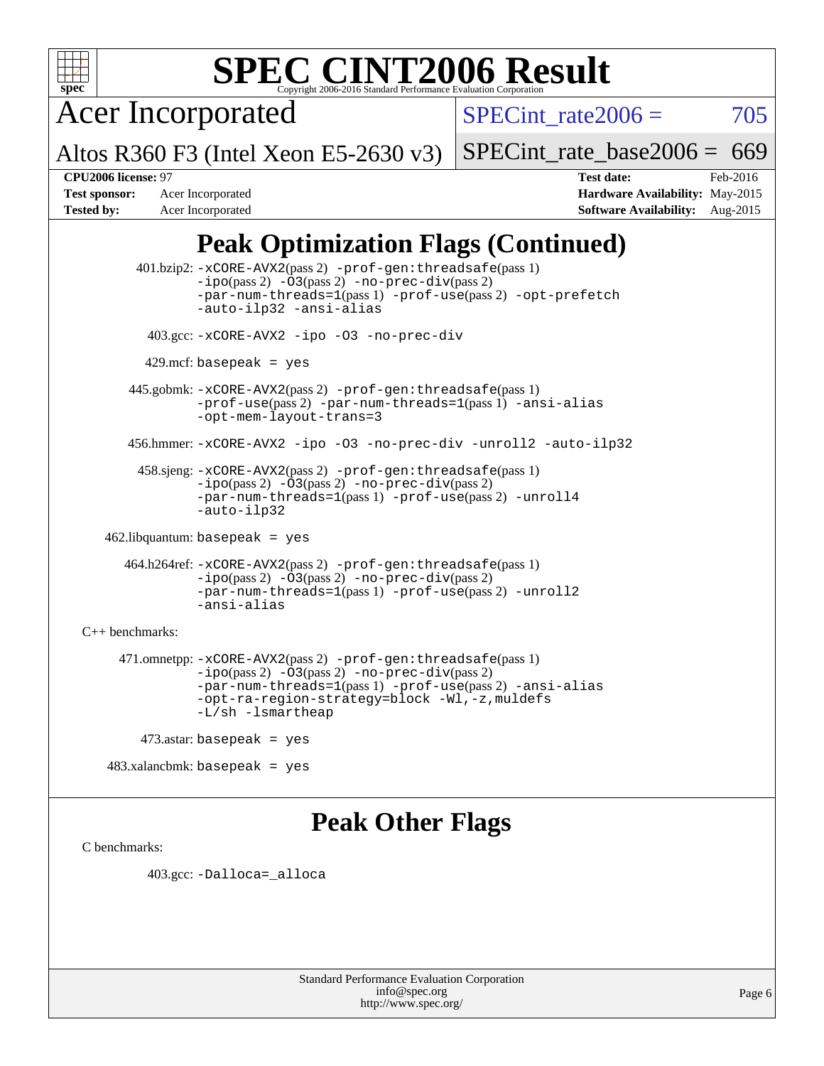# SPEC CINT2006 Result

Copyright 2006-2016 Standard Performance Evaluation Corporation

## Acer Incorporated

Altos R360 F3 (Intel Xeon E5-2630 v3)

SPECint_rate2006 = 705

SPECint_rate_base2006 = 669

**CPU2006 license:** 97
**Test sponsor:** Acer Incorporated
**Tested by:** Acer Incorporated

**Test date:** Feb-2016
**Hardware Availability:** May-2015
**Software Availability:** Aug-2015

## Peak Optimization Flags (Continued)

401.bzip2: -xCORE-AVX2(pass 2) -prof-gen:threadsafe(pass 1) -ipo(pass 2) -O3(pass 2) -no-prec-div(pass 2) -par-num-threads=1(pass 1) -prof-use(pass 2) -opt-prefetch -auto-ilp32 -ansi-alias

403.gcc: -xCORE-AVX2 -ipo -O3 -no-prec-div

429.mcf: basepeak = yes

445.gobmk: -xCORE-AVX2(pass 2) -prof-gen:threadsafe(pass 1) -prof-use(pass 2) -par-num-threads=1(pass 1) -ansi-alias -opt-mem-layout-trans=3

456.hmmer: -xCORE-AVX2 -ipo -O3 -no-prec-div -unroll2 -auto-ilp32

458.sjeng: -xCORE-AVX2(pass 2) -prof-gen:threadsafe(pass 1) -ipo(pass 2) -O3(pass 2) -no-prec-div(pass 2) -par-num-threads=1(pass 1) -prof-use(pass 2) -unroll4 -auto-ilp32

462.libquantum: basepeak = yes

464.h264ref: -xCORE-AVX2(pass 2) -prof-gen:threadsafe(pass 1) -ipo(pass 2) -O3(pass 2) -no-prec-div(pass 2) -par-num-threads=1(pass 1) -prof-use(pass 2) -unroll2 -ansi-alias

C++ benchmarks:

471.omnetpp: -xCORE-AVX2(pass 2) -prof-gen:threadsafe(pass 1) -ipo(pass 2) -O3(pass 2) -no-prec-div(pass 2) -par-num-threads=1(pass 1) -prof-use(pass 2) -ansi-alias -opt-ra-region-strategy=block -Wl,-z,muldefs -L/sh -lsmartheap

473.astar: basepeak = yes

483.xalancbmk: basepeak = yes

## Peak Other Flags

C benchmarks:

403.gcc: -Dalloca=_alloca

Standard Performance Evaluation Corporation
info@spec.org
http://www.spec.org/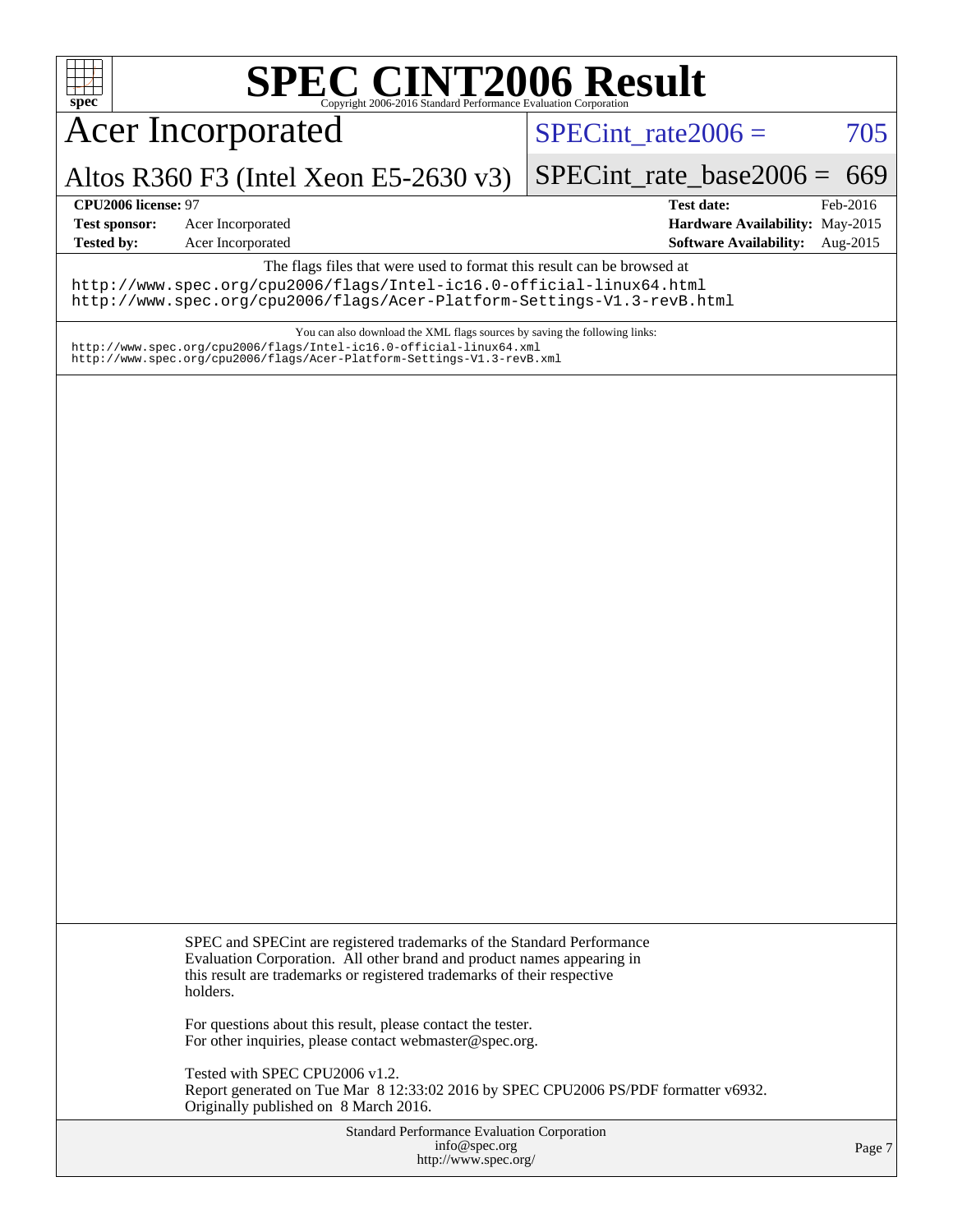# SPEC CINT2006 Result

Copyright 2006-2016 Standard Performance Evaluation Corporation

## Acer Incorporated

Altos R360 F3 (Intel Xeon E5-2630 v3)

SPECint_rate2006 = 705

SPECint_rate_base2006 = 669

| | | | |
|---|---|---|---|
| **CPU2006 license:** 97 | | **Test date:** | Feb-2016 |
| **Test sponsor:** | Acer Incorporated | **Hardware Availability:** | May-2015 |
| **Tested by:** | Acer Incorporated | **Software Availability:** | Aug-2015 |

The flags files that were used to format this result can be browsed at

http://www.spec.org/cpu2006/flags/Intel-ic16.0-official-linux64.html
http://www.spec.org/cpu2006/flags/Acer-Platform-Settings-V1.3-revB.html

You can also download the XML flags sources by saving the following links:

http://www.spec.org/cpu2006/flags/Intel-ic16.0-official-linux64.xml
http://www.spec.org/cpu2006/flags/Acer-Platform-Settings-V1.3-revB.xml

SPEC and SPECint are registered trademarks of the Standard Performance Evaluation Corporation. All other brand and product names appearing in this result are trademarks or registered trademarks of their respective holders.

For questions about this result, please contact the tester.
For other inquiries, please contact webmaster@spec.org.

Tested with SPEC CPU2006 v1.2.
Report generated on Tue Mar 8 12:33:02 2016 by SPEC CPU2006 PS/PDF formatter v6932.
Originally published on 8 March 2016.